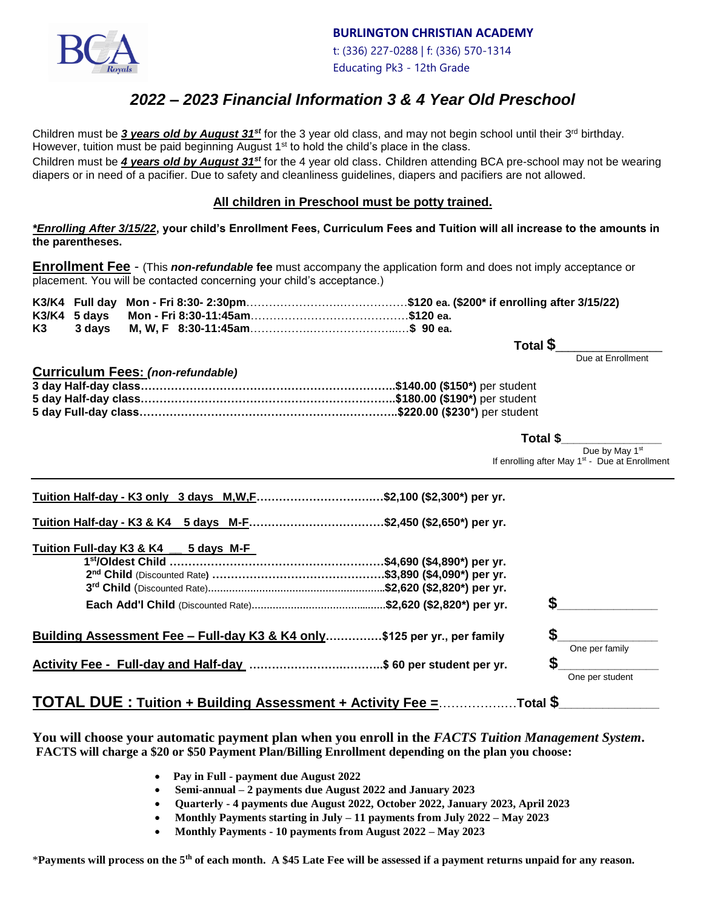**BURLINGTON CHRISTIAN ACADEMY**
t: (336) 227-0288 | f: (336) 570-1314
Educating Pk3 - 12th Grade

# *2022 – 2023 Financial Information 3 & 4 Year Old Preschool*

Children must be ***3 years old by August 31st*** for the 3 year old class, and may not begin school until their 3rd birthday. However, tuition must be paid beginning August 1st to hold the child's place in the class.
Children must be ***4 years old by August 31st*** for the 4 year old class. Children attending BCA pre-school may not be wearing diapers or in need of a pacifier. Due to safety and cleanliness guidelines, diapers and pacifiers are not allowed.

**All children in Preschool must be potty trained.**

***Enrolling After 3/15/22*, your child's Enrollment Fees, Curriculum Fees and Tuition will all increase to the amounts in the parentheses.**

**Enrollment Fee** - (This ***non-refundable*** **fee** must accompany the application form and does not imply acceptance or placement. You will be contacted concerning your child's acceptance.)

**K3/K4 Full day Mon - Fri 8:30- 2:30pm……………………………………$120 ea. ($200* if enrolling after 3/15/22)**
**K3/K4 5 days Mon - Fri 8:30-11:45am……………………………………$120 ea.**
**K3 3 days M, W, F 8:30-11:45am………………………………………$ 90 ea.**

**Total $**_______________
Due at Enrollment

**Curriculum Fees:** ***(non-refundable)***
**3 day Half-day class…………………………………………………………$140.00 ($150*)** per student
**5 day Half-day class…………………………………………………………$180.00 ($190*)** per student
**5 day Full-day class…………………………………………………………$220.00 ($230*)** per student

**Total $**_______________
Due by May 1st
If enrolling after May 1st - Due at Enrollment

---

**Tuition Half-day - K3 only 3 days M,W,F……………………………$2,100 ($2,300*) per yr.**

**Tuition Half-day - K3 & K4 5 days M-F………………………………$2,450 ($2,650*) per yr.**

**Tuition Full-day K3 & K4 __ 5 days M-F**
**1st/Oldest Child ……………………………………………………$4,690 ($4,890*) per yr.**
**2nd Child** (Discounted Rate) **…………………………………………$3,890 ($4,090*) per yr.**
**3rd Child** (Discounted Rate)**……………………………………………$2,620 ($2,820*) per yr.**
**Each Add'l Child** (Discounted Rate)**………………………………………$2,620 ($2,820*) per yr.** **$**_______________

**Building Assessment Fee – Full-day K3 & K4 only……………$125 per yr., per family** **$**_______________
One per family

**Activity Fee - Full-day and Half-day ……………………………$ 60 per student per yr.** **$**_______________
One per student

**TOTAL DUE : Tuition + Building Assessment + Activity Fee =………………Total $**_______________

**You will choose your automatic payment plan when you enroll in the *FACTS Tuition Management System*.**
**FACTS will charge a $20 or $50 Payment Plan/Billing Enrollment depending on the plan you choose:**

- **Pay in Full - payment due August 2022**
- **Semi-annual – 2 payments due August 2022 and January 2023**
- **Quarterly - 4 payments due August 2022, October 2022, January 2023, April 2023**
- **Monthly Payments starting in July – 11 payments from July 2022 – May 2023**
- **Monthly Payments - 10 payments from August 2022 – May 2023**

***Payments will process on the 5th of each month. A $45 Late Fee will be assessed if a payment returns unpaid for any reason.**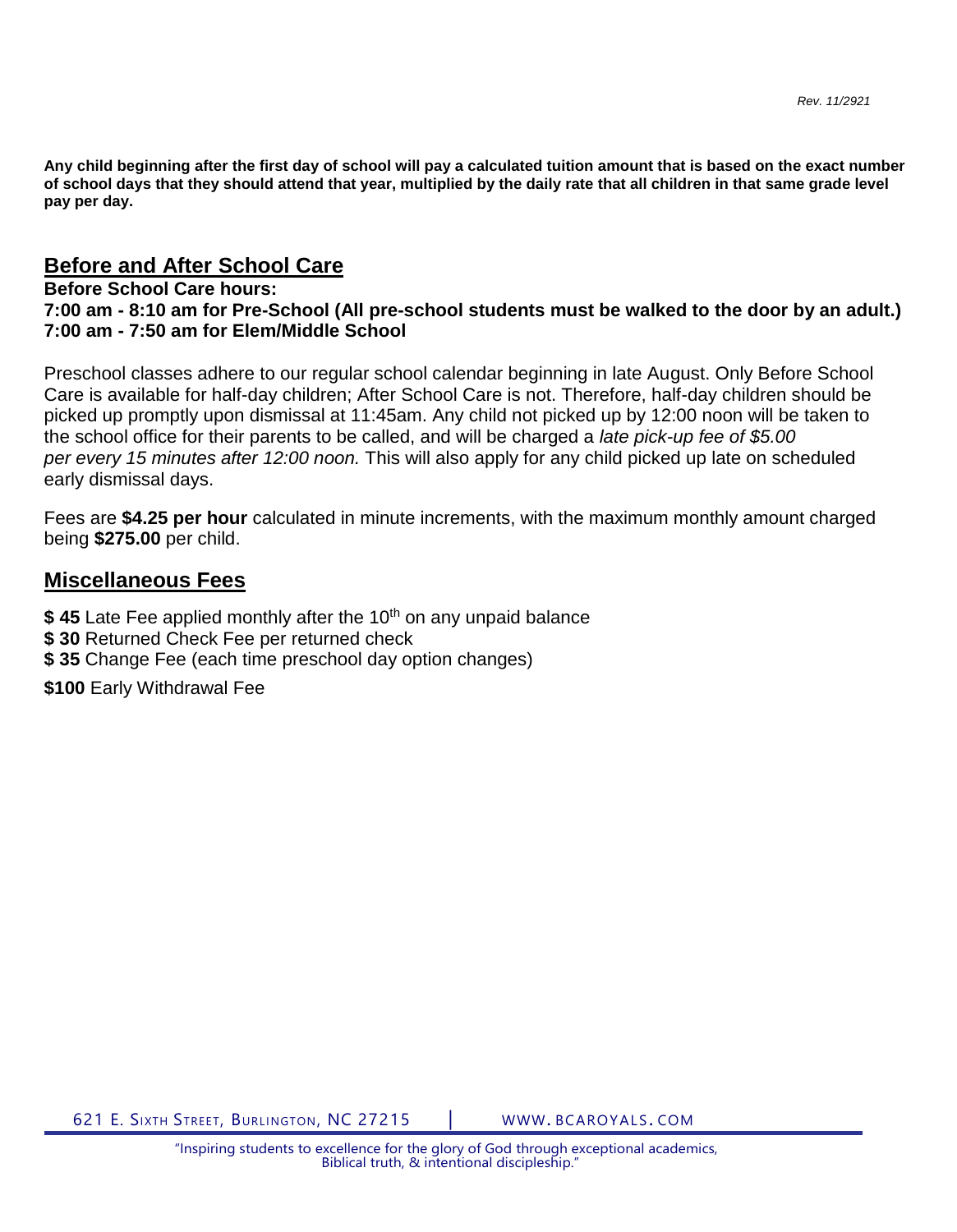**Any child beginning after the first day of school will pay a calculated tuition amount that is based on the exact number of school days that they should attend that year, multiplied by the daily rate that all children in that same grade level pay per day.**

## Before and After School Care

**Before School Care hours:**
**7:00 am - 8:10 am for Pre-School (All pre-school students must be walked to the door by an adult.)**
**7:00 am - 7:50 am for Elem/Middle School**

Preschool classes adhere to our regular school calendar beginning in late August. Only Before School Care is available for half-day children; After School Care is not. Therefore, half-day children should be picked up promptly upon dismissal at 11:45am. Any child not picked up by 12:00 noon will be taken to the school office for their parents to be called, and will be charged a *late pick-up fee of $5.00 per every 15 minutes after 12:00 noon.* This will also apply for any child picked up late on scheduled early dismissal days.

Fees are **$4.25 per hour** calculated in minute increments, with the maximum monthly amount charged being **$275.00** per child.

## Miscellaneous Fees

**$ 45** Late Fee applied monthly after the 10th on any unpaid balance
**$ 30** Returned Check Fee per returned check
**$ 35** Change Fee (each time preschool day option changes)

**$100** Early Withdrawal Fee